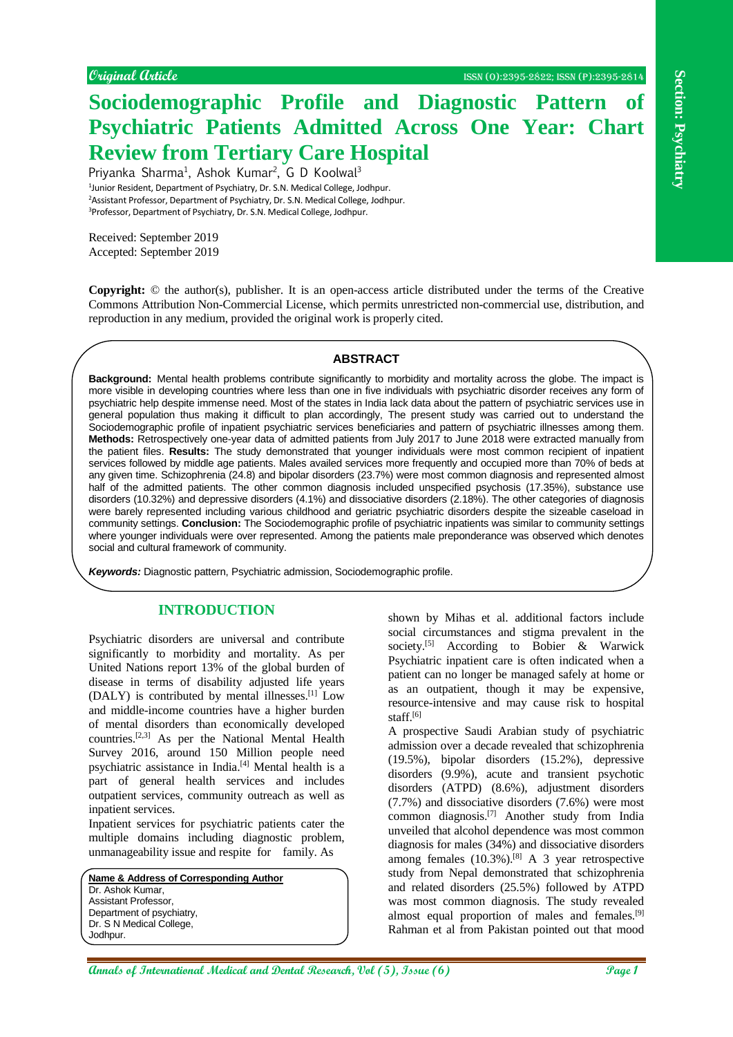Original Article

# Sociodemographic Profile and Diagnostic Pattern of Psychiatric Patients Admitted Across One Year: Chart Review from Tertiary Care Hospital

Priyanka Sharma[1], Ashok Kumar[2], G D Koolwal[3]

[1]Junior Resident, Department of Psychiatry, Dr. S.N. Medical College, Jodhpur.
[2]Assistant Professor, Department of Psychiatry, Dr. S.N. Medical College, Jodhpur.
[3]Professor, Department of Psychiatry, Dr. S.N. Medical College, Jodhpur.

Received: September 2019
Accepted: September 2019

**Copyright:** © the author(s), publisher. It is an open-access article distributed under the terms of the Creative Commons Attribution Non-Commercial License, which permits unrestricted non-commercial use, distribution, and reproduction in any medium, provided the original work is properly cited.

## ABSTRACT

**Background:** Mental health problems contribute significantly to morbidity and mortality across the globe. The impact is more visible in developing countries where less than one in five individuals with psychiatric disorder receives any form of psychiatric help despite immense need. Most of the states in India lack data about the pattern of psychiatric services use in general population thus making it difficult to plan accordingly, The present study was carried out to understand the Sociodemographic profile of inpatient psychiatric services beneficiaries and pattern of psychiatric illnesses among them. **Methods:** Retrospectively one-year data of admitted patients from July 2017 to June 2018 were extracted manually from the patient files. **Results:** The study demonstrated that younger individuals were most common recipient of inpatient services followed by middle age patients. Males availed services more frequently and occupied more than 70% of beds at any given time. Schizophrenia (24.8) and bipolar disorders (23.7%) were most common diagnosis and represented almost half of the admitted patients. The other common diagnosis included unspecified psychosis (17.35%), substance use disorders (10.32%) and depressive disorders (4.1%) and dissociative disorders (2.18%). The other categories of diagnosis were barely represented including various childhood and geriatric psychiatric disorders despite the sizeable caseload in community settings. **Conclusion:** The Sociodemographic profile of psychiatric inpatients was similar to community settings where younger individuals were over represented. Among the patients male preponderance was observed which denotes social and cultural framework of community.

***Keywords:*** Diagnostic pattern, Psychiatric admission, Sociodemographic profile.

## INTRODUCTION

Psychiatric disorders are universal and contribute significantly to morbidity and mortality. As per United Nations report 13% of the global burden of disease in terms of disability adjusted life years (DALY) is contributed by mental illnesses.[1] Low and middle-income countries have a higher burden of mental disorders than economically developed countries.[2,3] As per the National Mental Health Survey 2016, around 150 Million people need psychiatric assistance in India.[4] Mental health is a part of general health services and includes outpatient services, community outreach as well as inpatient services.

Inpatient services for psychiatric patients cater the multiple domains including diagnostic problem, unmanageability issue and respite for family. As shown by Mihas et al. additional factors include social circumstances and stigma prevalent in the society.[5] According to Bobier & Warwick Psychiatric inpatient care is often indicated when a patient can no longer be managed safely at home or as an outpatient, though it may be expensive, resource-intensive and may cause risk to hospital staff.[6]

A prospective Saudi Arabian study of psychiatric admission over a decade revealed that schizophrenia (19.5%), bipolar disorders (15.2%), depressive disorders (9.9%), acute and transient psychotic disorders (ATPD) (8.6%), adjustment disorders (7.7%) and dissociative disorders (7.6%) were most common diagnosis.[7] Another study from India unveiled that alcohol dependence was most common diagnosis for males (34%) and dissociative disorders among females (10.3%).[8] A 3 year retrospective study from Nepal demonstrated that schizophrenia and related disorders (25.5%) followed by ATPD was most common diagnosis. The study revealed almost equal proportion of males and females.[9] Rahman et al from Pakistan pointed out that mood

**Name & Address of Corresponding Author**
Dr. Ashok Kumar,
Assistant Professor,
Department of psychiatry,
Dr. S N Medical College,
Jodhpur.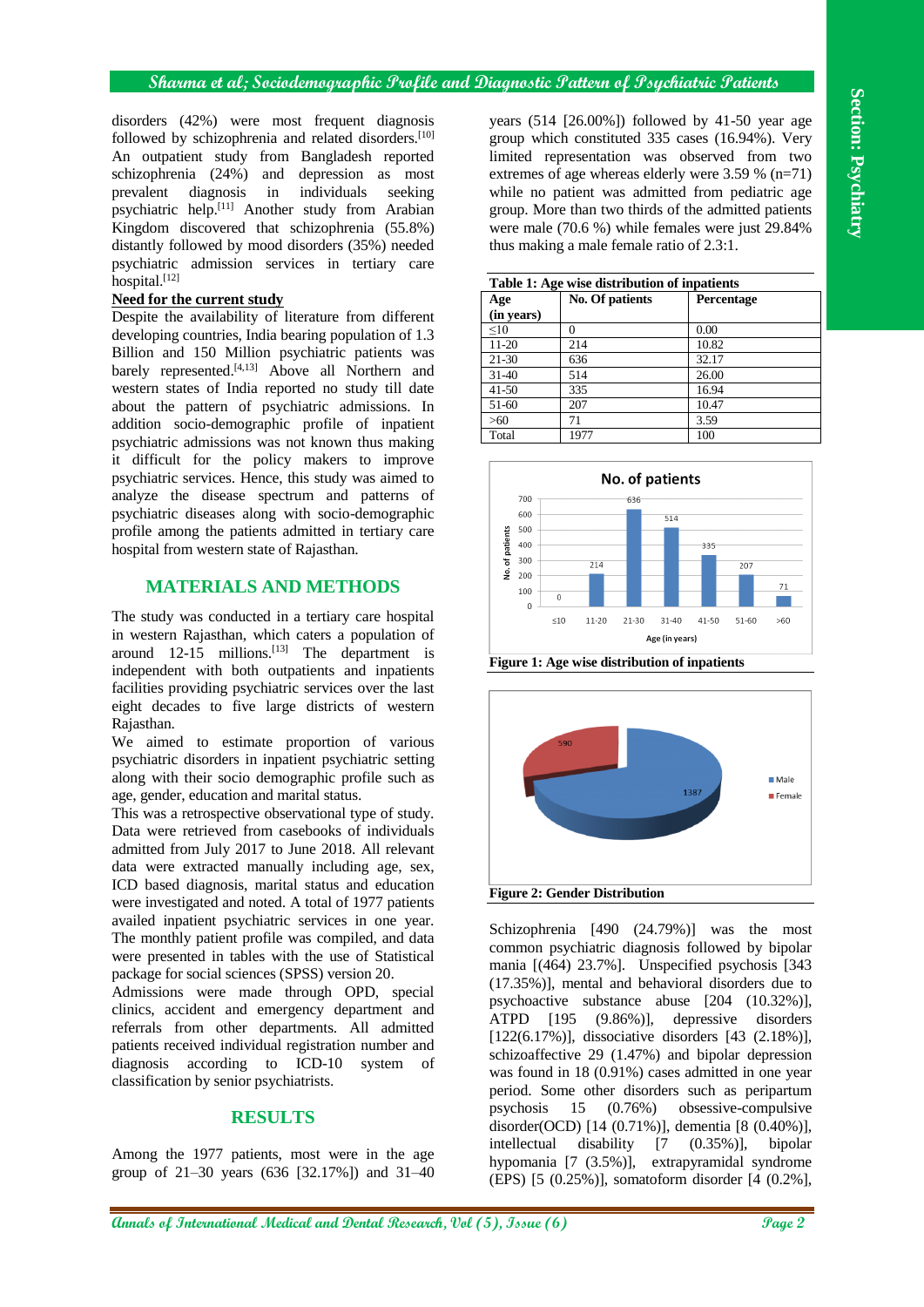disorders (42%) were most frequent diagnosis followed by schizophrenia and related disorders.[10] An outpatient study from Bangladesh reported schizophrenia (24%) and depression as most prevalent diagnosis in individuals seeking psychiatric help.[11] Another study from Arabian Kingdom discovered that schizophrenia (55.8%) distantly followed by mood disorders (35%) needed psychiatric admission services in tertiary care hospital.[12]

**Need for the current study**

Despite the availability of literature from different developing countries, India bearing population of 1.3 Billion and 150 Million psychiatric patients was barely represented.[4,13] Above all Northern and western states of India reported no study till date about the pattern of psychiatric admissions. In addition socio-demographic profile of inpatient psychiatric admissions was not known thus making it difficult for the policy makers to improve psychiatric services. Hence, this study was aimed to analyze the disease spectrum and patterns of psychiatric diseases along with socio-demographic profile among the patients admitted in tertiary care hospital from western state of Rajasthan.

## MATERIALS AND METHODS

The study was conducted in a tertiary care hospital in western Rajasthan, which caters a population of around 12-15 millions.[13] The department is independent with both outpatients and inpatients facilities providing psychiatric services over the last eight decades to five large districts of western Rajasthan.

We aimed to estimate proportion of various psychiatric disorders in inpatient psychiatric setting along with their socio demographic profile such as age, gender, education and marital status.

This was a retrospective observational type of study. Data were retrieved from casebooks of individuals admitted from July 2017 to June 2018. All relevant data were extracted manually including age, sex, ICD based diagnosis, marital status and education were investigated and noted. A total of 1977 patients availed inpatient psychiatric services in one year. The monthly patient profile was compiled, and data were presented in tables with the use of Statistical package for social sciences (SPSS) version 20.

Admissions were made through OPD, special clinics, accident and emergency department and referrals from other departments. All admitted patients received individual registration number and diagnosis according to ICD-10 system of classification by senior psychiatrists.

## RESULTS

Among the 1977 patients, most were in the age group of 21–30 years (636 [32.17%]) and 31–40 years (514 [26.00%]) followed by 41-50 year age group which constituted 335 cases (16.94%). Very limited representation was observed from two extremes of age whereas elderly were 3.59 % (n=71) while no patient was admitted from pediatric age group. More than two thirds of the admitted patients were male (70.6 %) while females were just 29.84% thus making a male female ratio of 2.3:1.

**Table 1: Age wise distribution of inpatients**

| Age (in years) | No. Of patients | Percentage |
|---|---|---|
| ≤10 | 0 | 0.00 |
| 11-20 | 214 | 10.82 |
| 21-30 | 636 | 32.17 |
| 31-40 | 514 | 26.00 |
| 41-50 | 335 | 16.94 |
| 51-60 | 207 | 10.47 |
| >60 | 71 | 3.59 |
| Total | 1977 | 100 |

**Figure 1: Age wise distribution of inpatients**

**Figure 2: Gender Distribution**

Schizophrenia [490 (24.79%)] was the most common psychiatric diagnosis followed by bipolar mania [(464) 23.7%]. Unspecified psychosis [343 (17.35%)], mental and behavioral disorders due to psychoactive substance abuse [204 (10.32%)], ATPD [195 (9.86%)], depressive disorders [122(6.17%)], dissociative disorders [43 (2.18%)], schizoaffective 29 (1.47%) and bipolar depression was found in 18 (0.91%) cases admitted in one year period. Some other disorders such as peripartum psychosis 15 (0.76%) obsessive-compulsive disorder(OCD) [14 (0.71%)], dementia [8 (0.40%)], intellectual disability [7 (0.35%)], bipolar hypomania [7 (3.5%)], extrapyramidal syndrome (EPS) [5 (0.25%)], somatoform disorder [4 (0.2%],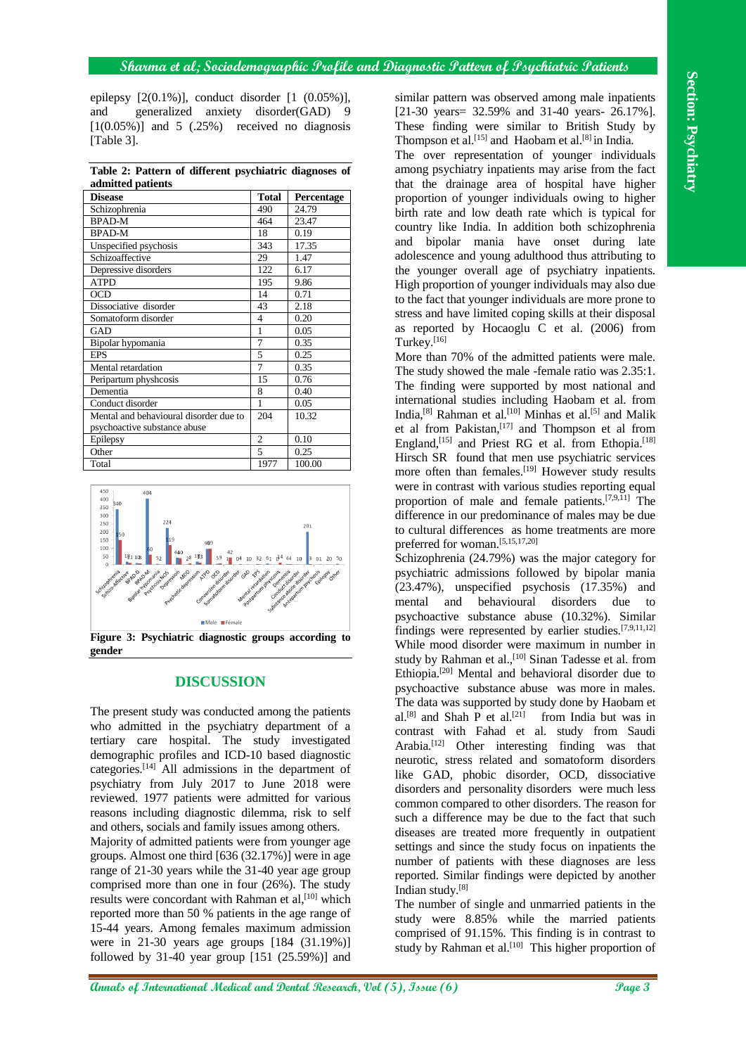epilepsy [2(0.1%)], conduct disorder [1 (0.05%)], and generalized anxiety disorder(GAD) 9 [1(0.05%)] and 5 (.25%) received no diagnosis [Table 3].

**Table 2: Pattern of different psychiatric diagnoses of admitted patients**

| Disease | Total | Percentage |
|---|---|---|
| Schizophrenia | 490 | 24.79 |
| BPAD-M | 464 | 23.47 |
| BPAD-M | 18 | 0.19 |
| Unspecified psychosis | 343 | 17.35 |
| Schizoaffective | 29 | 1.47 |
| Depressive disorders | 122 | 6.17 |
| ATPD | 195 | 9.86 |
| OCD | 14 | 0.71 |
| Dissociative disorder | 43 | 2.18 |
| Somatoform disorder | 4 | 0.20 |
| GAD | 1 | 0.05 |
| Bipolar hypomania | 7 | 0.35 |
| EPS | 5 | 0.25 |
| Mental retardation | 7 | 0.35 |
| Peripartum physhcosis | 15 | 0.76 |
| Dementia | 8 | 0.40 |
| Conduct disorder | 1 | 0.05 |
| Mental and behavioural disorder due to psychoactive substance abuse | 204 | 10.32 |
| Epilepsy | 2 | 0.10 |
| Other | 5 | 0.25 |
| Total | 1977 | 100.00 |

**Figure 3: Psychiatric diagnostic groups according to gender**

## DISCUSSION

The present study was conducted among the patients who admitted in the psychiatry department of a tertiary care hospital. The study investigated demographic profiles and ICD-10 based diagnostic categories.[14] All admissions in the department of psychiatry from July 2017 to June 2018 were reviewed. 1977 patients were admitted for various reasons including diagnostic dilemma, risk to self and others, socials and family issues among others.

Majority of admitted patients were from younger age groups. Almost one third [636 (32.17%)] were in age range of 21-30 years while the 31-40 year age group comprised more than one in four (26%). The study results were concordant with Rahman et al,[10] which reported more than 50 % patients in the age range of 15-44 years. Among females maximum admission were in 21-30 years age groups [184 (31.19%)] followed by 31-40 year group [151 (25.59%)] and similar pattern was observed among male inpatients [21-30 years= 32.59% and 31-40 years- 26.17%]. These finding were similar to British Study by Thompson et al.[15] and Haobam et al.[8] in India.

The over representation of younger individuals among psychiatry inpatients may arise from the fact that the drainage area of hospital have higher proportion of younger individuals owing to higher birth rate and low death rate which is typical for country like India. In addition both schizophrenia and bipolar mania have onset during late adolescence and young adulthood thus attributing to the younger overall age of psychiatry inpatients. High proportion of younger individuals may also due to the fact that younger individuals are more prone to stress and have limited coping skills at their disposal as reported by Hocaoglu C et al. (2006) from Turkey.[16]

More than 70% of the admitted patients were male. The study showed the male -female ratio was 2.35:1. The finding were supported by most national and international studies including Haobam et al. from India,[8] Rahman et al.[10] Minhas et al.[5] and Malik et al from Pakistan,[17] and Thompson et al from England,[15] and Priest RG et al. from Ethopia.[18] Hirsch SR found that men use psychiatric services more often than females.[19] However study results were in contrast with various studies reporting equal proportion of male and female patients.[7,9,11] The difference in our predominance of males may be due to cultural differences as home treatments are more preferred for woman.[5,15,17,20]

Schizophrenia (24.79%) was the major category for psychiatric admissions followed by bipolar mania (23.47%), unspecified psychosis (17.35%) and mental and behavioural disorders due to psychoactive substance abuse (10.32%). Similar findings were represented by earlier studies.[7,9,11,12] While mood disorder were maximum in number in study by Rahman et al.,[10] Sinan Tadesse et al. from Ethiopia.[20] Mental and behavioral disorder due to psychoactive substance abuse was more in males. The data was supported by study done by Haobam et al.[8] and Shah P et al.[21] from India but was in contrast with Fahad et al. study from Saudi Arabia.[12] Other interesting finding was that neurotic, stress related and somatoform disorders like GAD, phobic disorder, OCD, dissociative disorders and personality disorders were much less common compared to other disorders. The reason for such a difference may be due to the fact that such diseases are treated more frequently in outpatient settings and since the study focus on inpatients the number of patients with these diagnoses are less reported. Similar findings were depicted by another Indian study.[8]

The number of single and unmarried patients in the study were 8.85% while the married patients comprised of 91.15%. This finding is in contrast to study by Rahman et al.[10] This higher proportion of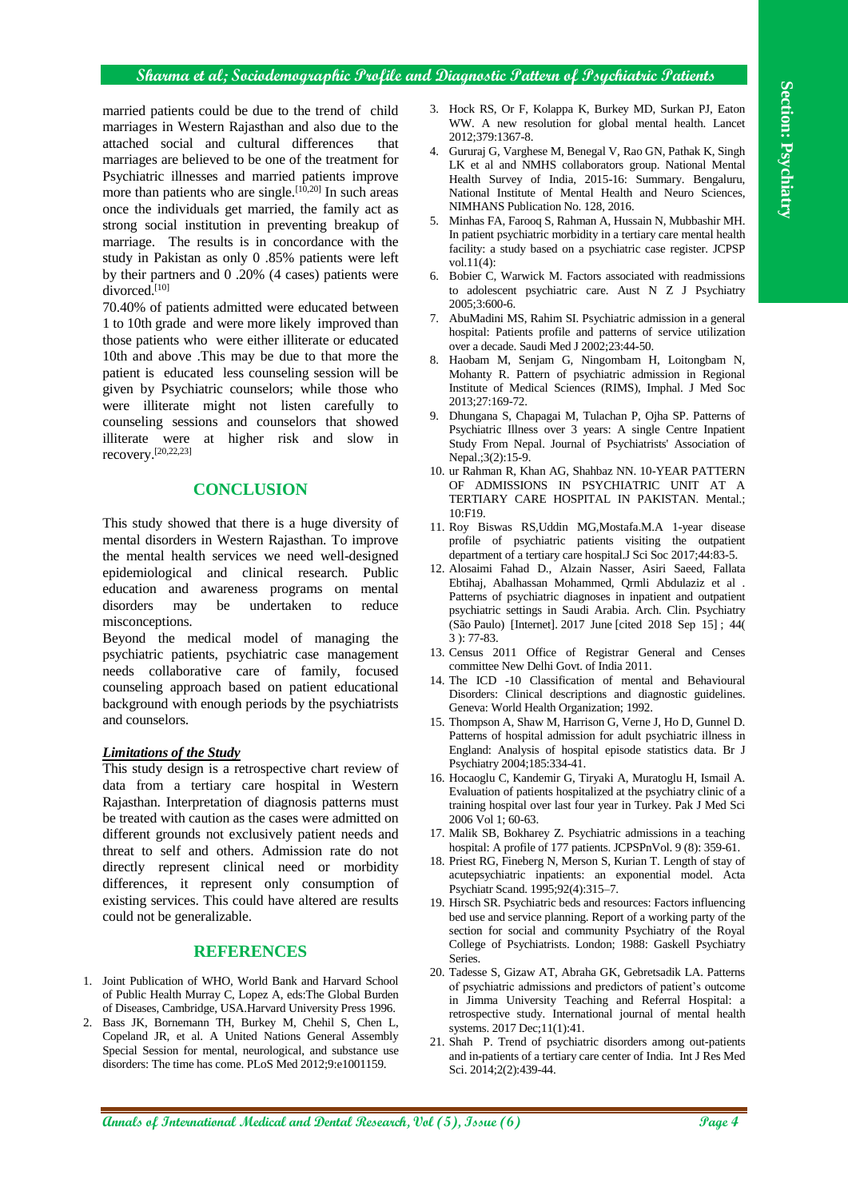married patients could be due to the trend of child marriages in Western Rajasthan and also due to the attached social and cultural differences that marriages are believed to be one of the treatment for Psychiatric illnesses and married patients improve more than patients who are single.[10,20] In such areas once the individuals get married, the family act as strong social institution in preventing breakup of marriage. The results is in concordance with the study in Pakistan as only 0 .85% patients were left by their partners and 0 .20% (4 cases) patients were divorced.[10]

70.40% of patients admitted were educated between 1 to 10th grade and were more likely improved than those patients who were either illiterate or educated 10th and above .This may be due to that more the patient is educated less counseling session will be given by Psychiatric counselors; while those who were illiterate might not listen carefully to counseling sessions and counselors that showed illiterate were at higher risk and slow in recovery.[20,22,23]

## CONCLUSION

This study showed that there is a huge diversity of mental disorders in Western Rajasthan. To improve the mental health services we need well-designed epidemiological and clinical research. Public education and awareness programs on mental disorders may be undertaken to reduce misconceptions.

Beyond the medical model of managing the psychiatric patients, psychiatric case management needs collaborative care of family, focused counseling approach based on patient educational background with enough periods by the psychiatrists and counselors.

***Limitations of the Study***

This study design is a retrospective chart review of data from a tertiary care hospital in Western Rajasthan. Interpretation of diagnosis patterns must be treated with caution as the cases were admitted on different grounds not exclusively patient needs and threat to self and others. Admission rate do not directly represent clinical need or morbidity differences, it represent only consumption of existing services. This could have altered are results could not be generalizable.

## REFERENCES

1. Joint Publication of WHO, World Bank and Harvard School of Public Health Murray C, Lopez A, eds:The Global Burden of Diseases, Cambridge, USA.Harvard University Press 1996.
2. Bass JK, Bornemann TH, Burkey M, Chehil S, Chen L, Copeland JR, et al. A United Nations General Assembly Special Session for mental, neurological, and substance use disorders: The time has come. PLoS Med 2012;9:e1001159.
3. Hock RS, Or F, Kolappa K, Burkey MD, Surkan PJ, Eaton WW. A new resolution for global mental health. Lancet 2012;379:1367-8.
4. Gururaj G, Varghese M, Benegal V, Rao GN, Pathak K, Singh LK et al and NMHS collaborators group. National Mental Health Survey of India, 2015-16: Summary. Bengaluru, National Institute of Mental Health and Neuro Sciences, NIMHANS Publication No. 128, 2016.
5. Minhas FA, Farooq S, Rahman A, Hussain N, Mubbashir MH. In patient psychiatric morbidity in a tertiary care mental health facility: a study based on a psychiatric case register. JCPSP vol.11(4):
6. Bobier C, Warwick M. Factors associated with readmissions to adolescent psychiatric care. Aust N Z J Psychiatry 2005;3:600-6.
7. AbuMadini MS, Rahim SI. Psychiatric admission in a general hospital: Patients profile and patterns of service utilization over a decade. Saudi Med J 2002;23:44-50.
8. Haobam M, Senjam G, Ningombam H, Loitongbam N, Mohanty R. Pattern of psychiatric admission in Regional Institute of Medical Sciences (RIMS), Imphal. J Med Soc 2013;27:169-72.
9. Dhungana S, Chapagai M, Tulachan P, Ojha SP. Patterns of Psychiatric Illness over 3 years: A single Centre Inpatient Study From Nepal. Journal of Psychiatrists' Association of Nepal.;3(2):15-9.
10. ur Rahman R, Khan AG, Shahbaz NN. 10-YEAR PATTERN OF ADMISSIONS IN PSYCHIATRIC UNIT AT A TERTIARY CARE HOSPITAL IN PAKISTAN. Mental.; 10:F19.
11. Roy Biswas RS,Uddin MG,Mostafa.M.A 1-year disease profile of psychiatric patients visiting the outpatient department of a tertiary care hospital.J Sci Soc 2017;44:83-5.
12. Alosaimi Fahad D., Alzain Nasser, Asiri Saeed, Fallata Ebtihaj, Abalhassan Mohammed, Qrmli Abdulaziz et al . Patterns of psychiatric diagnoses in inpatient and outpatient psychiatric settings in Saudi Arabia. Arch. Clin. Psychiatry (São Paulo) [Internet]. 2017 June [cited 2018 Sep 15] ; 44( 3 ): 77-83.
13. Census 2011 Office of Registrar General and Censes committee New Delhi Govt. of India 2011.
14. The ICD -10 Classification of mental and Behavioural Disorders: Clinical descriptions and diagnostic guidelines. Geneva: World Health Organization; 1992.
15. Thompson A, Shaw M, Harrison G, Verne J, Ho D, Gunnel D. Patterns of hospital admission for adult psychiatric illness in England: Analysis of hospital episode statistics data. Br J Psychiatry 2004;185:334-41.
16. Hocaoglu C, Kandemir G, Tiryaki A, Muratoglu H, Ismail A. Evaluation of patients hospitalized at the psychiatry clinic of a training hospital over last four year in Turkey. Pak J Med Sci 2006 Vol 1; 60-63.
17. Malik SB, Bokharey Z. Psychiatric admissions in a teaching hospital: A profile of 177 patients. JCPSPnVol. 9 (8): 359-61.
18. Priest RG, Fineberg N, Merson S, Kurian T. Length of stay of acutepsychiatric inpatients: an exponential model. Acta Psychiatr Scand. 1995;92(4):315–7.
19. Hirsch SR. Psychiatric beds and resources: Factors influencing bed use and service planning. Report of a working party of the section for social and community Psychiatry of the Royal College of Psychiatrists. London; 1988: Gaskell Psychiatry Series.
20. Tadesse S, Gizaw AT, Abraha GK, Gebretsadik LA. Patterns of psychiatric admissions and predictors of patient's outcome in Jimma University Teaching and Referral Hospital: a retrospective study. International journal of mental health systems. 2017 Dec;11(1):41.
21. Shah P. Trend of psychiatric disorders among out-patients and in-patients of a tertiary care center of India. Int J Res Med Sci. 2014;2(2):439-44.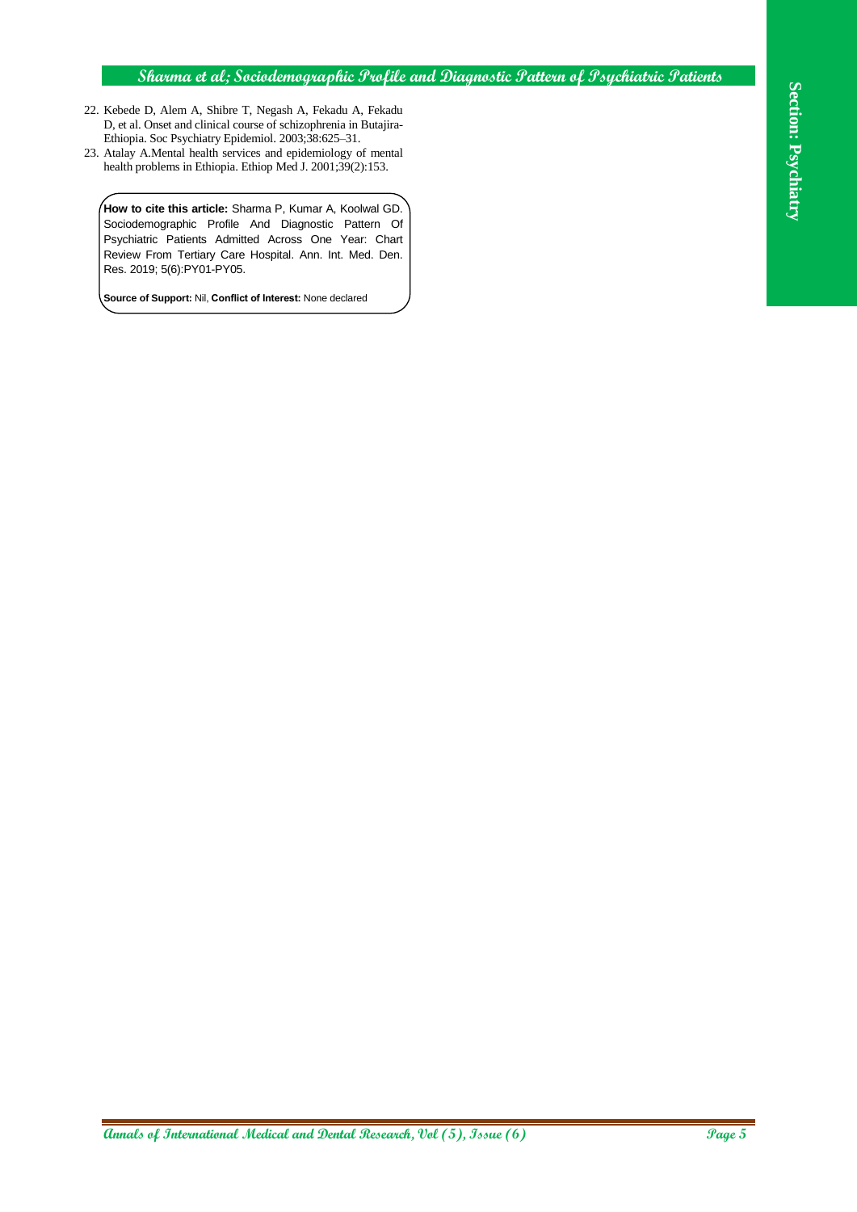22. Kebede D, Alem A, Shibre T, Negash A, Fekadu A, Fekadu D, et al. Onset and clinical course of schizophrenia in Butajira-Ethiopia. Soc Psychiatry Epidemiol. 2003;38:625–31.
23. Atalay A.Mental health services and epidemiology of mental health problems in Ethiopia. Ethiop Med J. 2001;39(2):153.

**How to cite this article:** Sharma P, Kumar A, Koolwal GD. Sociodemographic Profile And Diagnostic Pattern Of Psychiatric Patients Admitted Across One Year: Chart Review From Tertiary Care Hospital. Ann. Int. Med. Den. Res. 2019; 5(6):PY01-PY05.

**Source of Support:** Nil, **Conflict of Interest:** None declared